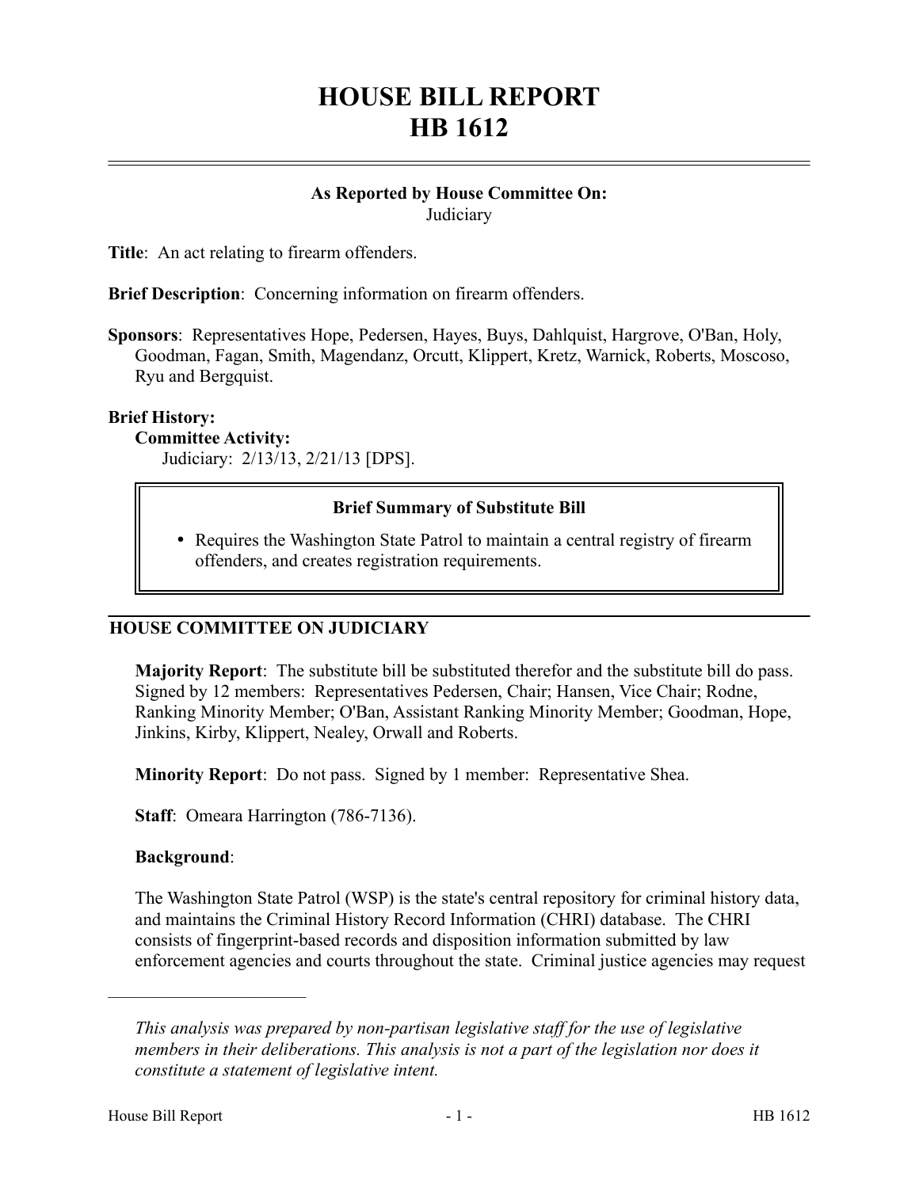# HOUSE BILL REPORT
# HB 1612

**As Reported by House Committee On:**
Judiciary

**Title**: An act relating to firearm offenders.

**Brief Description**: Concerning information on firearm offenders.

**Sponsors**: Representatives Hope, Pedersen, Hayes, Buys, Dahlquist, Hargrove, O'Ban, Holy, Goodman, Fagan, Smith, Magendanz, Orcutt, Klippert, Kretz, Warnick, Roberts, Moscoso, Ryu and Bergquist.

**Brief History:**

**Committee Activity:**

Judiciary: 2/13/13, 2/21/13 [DPS].

**Brief Summary of Substitute Bill**

- Requires the Washington State Patrol to maintain a central registry of firearm offenders, and creates registration requirements.

## HOUSE COMMITTEE ON JUDICIARY

**Majority Report**: The substitute bill be substituted therefor and the substitute bill do pass. Signed by 12 members: Representatives Pedersen, Chair; Hansen, Vice Chair; Rodne, Ranking Minority Member; O'Ban, Assistant Ranking Minority Member; Goodman, Hope, Jinkins, Kirby, Klippert, Nealey, Orwall and Roberts.

**Minority Report**: Do not pass. Signed by 1 member: Representative Shea.

**Staff**: Omeara Harrington (786-7136).

**Background**:

The Washington State Patrol (WSP) is the state's central repository for criminal history data, and maintains the Criminal History Record Information (CHRI) database. The CHRI consists of fingerprint-based records and disposition information submitted by law enforcement agencies and courts throughout the state. Criminal justice agencies may request

---

*This analysis was prepared by non-partisan legislative staff for the use of legislative members in their deliberations. This analysis is not a part of the legislation nor does it constitute a statement of legislative intent.*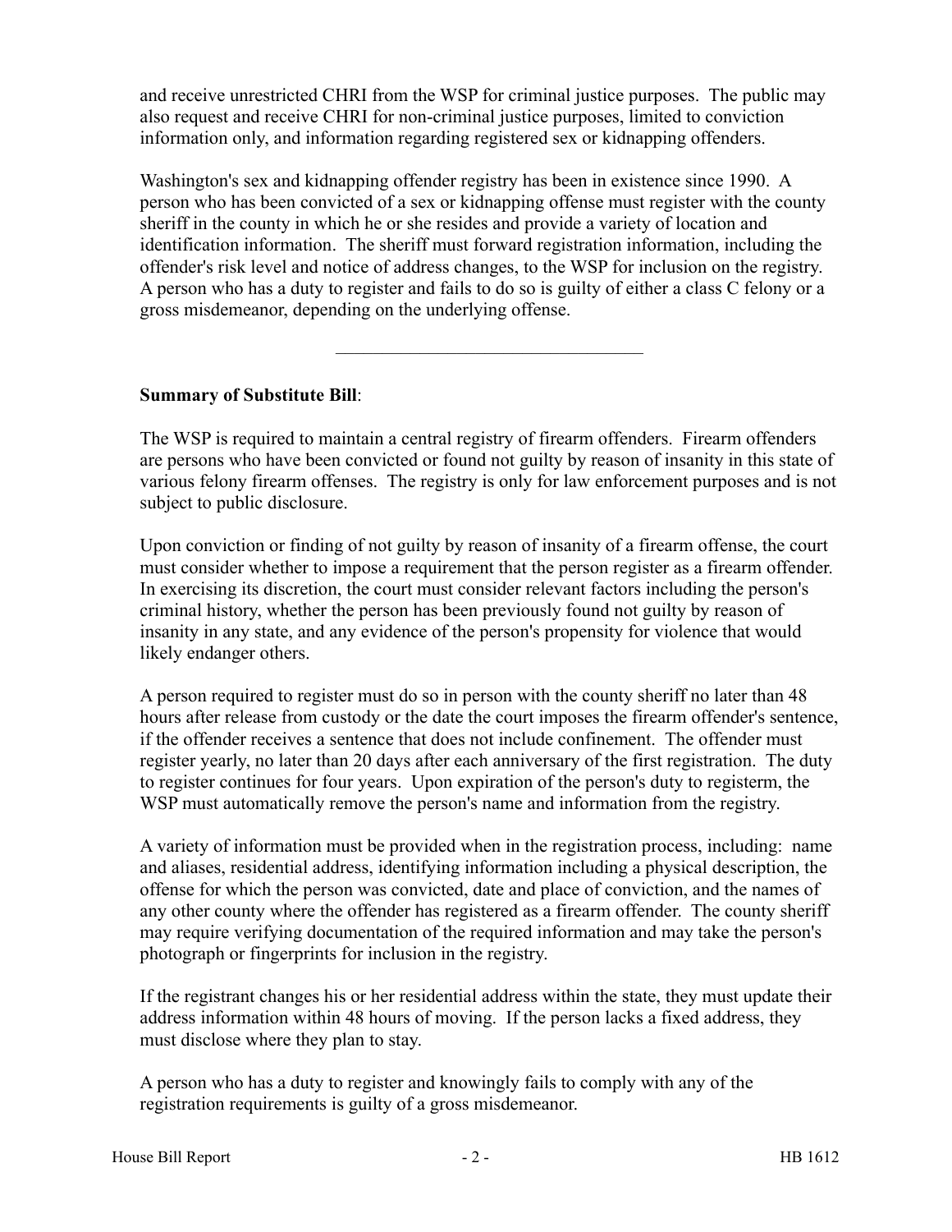and receive unrestricted CHRI from the WSP for criminal justice purposes. The public may also request and receive CHRI for non-criminal justice purposes, limited to conviction information only, and information regarding registered sex or kidnapping offenders.

Washington's sex and kidnapping offender registry has been in existence since 1990. A person who has been convicted of a sex or kidnapping offense must register with the county sheriff in the county in which he or she resides and provide a variety of location and identification information. The sheriff must forward registration information, including the offender's risk level and notice of address changes, to the WSP for inclusion on the registry. A person who has a duty to register and fails to do so is guilty of either a class C felony or a gross misdemeanor, depending on the underlying offense.

---

**Summary of Substitute Bill**:

The WSP is required to maintain a central registry of firearm offenders. Firearm offenders are persons who have been convicted or found not guilty by reason of insanity in this state of various felony firearm offenses. The registry is only for law enforcement purposes and is not subject to public disclosure.

Upon conviction or finding of not guilty by reason of insanity of a firearm offense, the court must consider whether to impose a requirement that the person register as a firearm offender. In exercising its discretion, the court must consider relevant factors including the person's criminal history, whether the person has been previously found not guilty by reason of insanity in any state, and any evidence of the person's propensity for violence that would likely endanger others.

A person required to register must do so in person with the county sheriff no later than 48 hours after release from custody or the date the court imposes the firearm offender's sentence, if the offender receives a sentence that does not include confinement. The offender must register yearly, no later than 20 days after each anniversary of the first registration. The duty to register continues for four years. Upon expiration of the person's duty to registerm, the WSP must automatically remove the person's name and information from the registry.

A variety of information must be provided when in the registration process, including: name and aliases, residential address, identifying information including a physical description, the offense for which the person was convicted, date and place of conviction, and the names of any other county where the offender has registered as a firearm offender. The county sheriff may require verifying documentation of the required information and may take the person's photograph or fingerprints for inclusion in the registry.

If the registrant changes his or her residential address within the state, they must update their address information within 48 hours of moving. If the person lacks a fixed address, they must disclose where they plan to stay.

A person who has a duty to register and knowingly fails to comply with any of the registration requirements is guilty of a gross misdemeanor.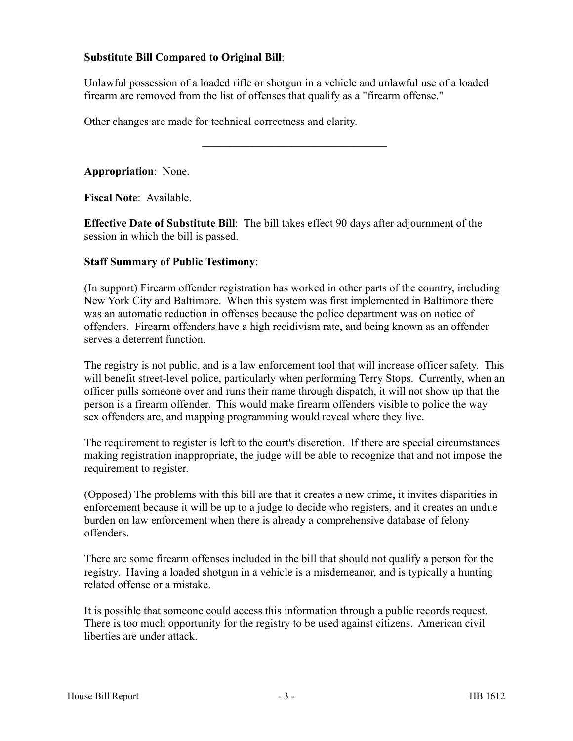**Substitute Bill Compared to Original Bill**:

Unlawful possession of a loaded rifle or shotgun in a vehicle and unlawful use of a loaded firearm are removed from the list of offenses that qualify as a "firearm offense."

Other changes are made for technical correctness and clarity.

---

**Appropriation**: None.

**Fiscal Note**: Available.

**Effective Date of Substitute Bill**: The bill takes effect 90 days after adjournment of the session in which the bill is passed.

**Staff Summary of Public Testimony**:

(In support) Firearm offender registration has worked in other parts of the country, including New York City and Baltimore. When this system was first implemented in Baltimore there was an automatic reduction in offenses because the police department was on notice of offenders. Firearm offenders have a high recidivism rate, and being known as an offender serves a deterrent function.

The registry is not public, and is a law enforcement tool that will increase officer safety. This will benefit street-level police, particularly when performing Terry Stops. Currently, when an officer pulls someone over and runs their name through dispatch, it will not show up that the person is a firearm offender. This would make firearm offenders visible to police the way sex offenders are, and mapping programming would reveal where they live.

The requirement to register is left to the court's discretion. If there are special circumstances making registration inappropriate, the judge will be able to recognize that and not impose the requirement to register.

(Opposed) The problems with this bill are that it creates a new crime, it invites disparities in enforcement because it will be up to a judge to decide who registers, and it creates an undue burden on law enforcement when there is already a comprehensive database of felony offenders.

There are some firearm offenses included in the bill that should not qualify a person for the registry. Having a loaded shotgun in a vehicle is a misdemeanor, and is typically a hunting related offense or a mistake.

It is possible that someone could access this information through a public records request. There is too much opportunity for the registry to be used against citizens. American civil liberties are under attack.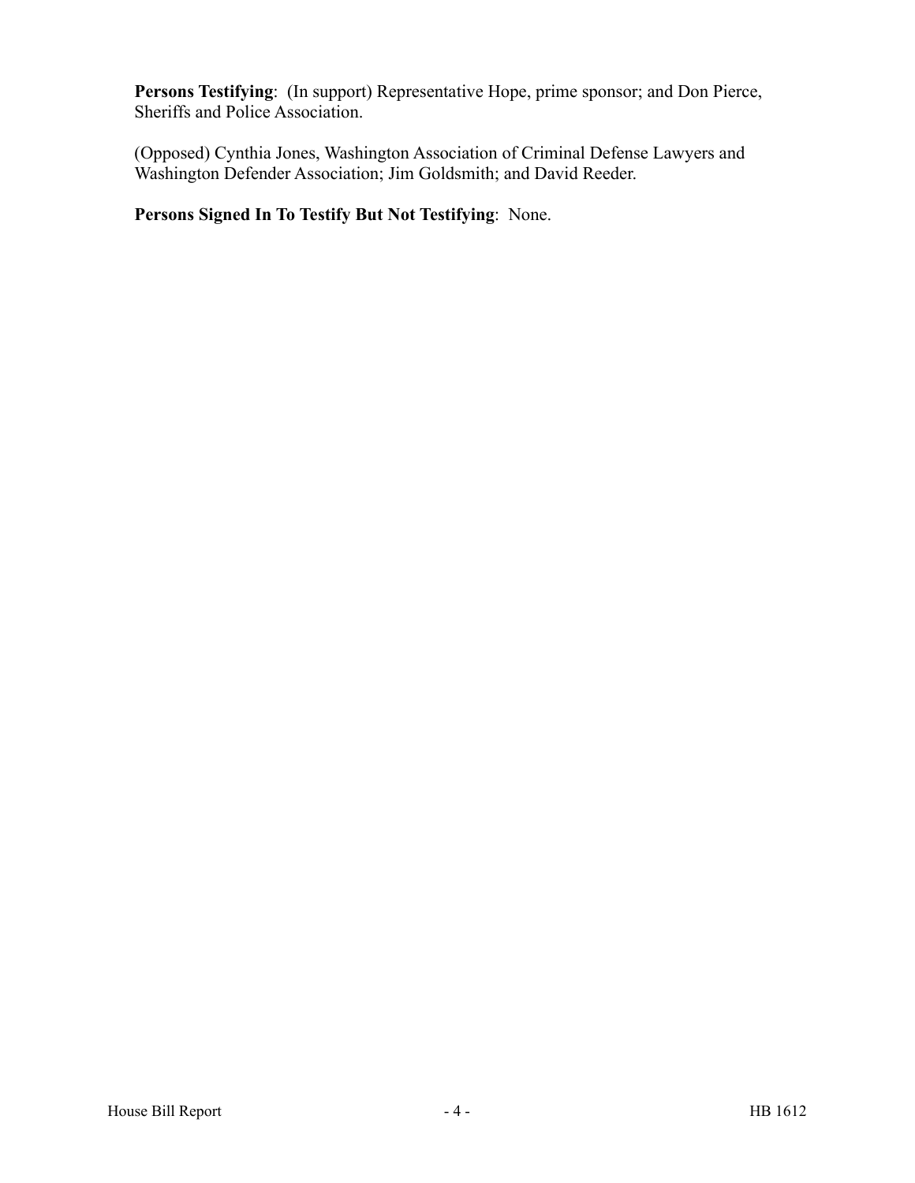**Persons Testifying**: (In support) Representative Hope, prime sponsor; and Don Pierce, Sheriffs and Police Association.

(Opposed) Cynthia Jones, Washington Association of Criminal Defense Lawyers and Washington Defender Association; Jim Goldsmith; and David Reeder.

**Persons Signed In To Testify But Not Testifying**: None.